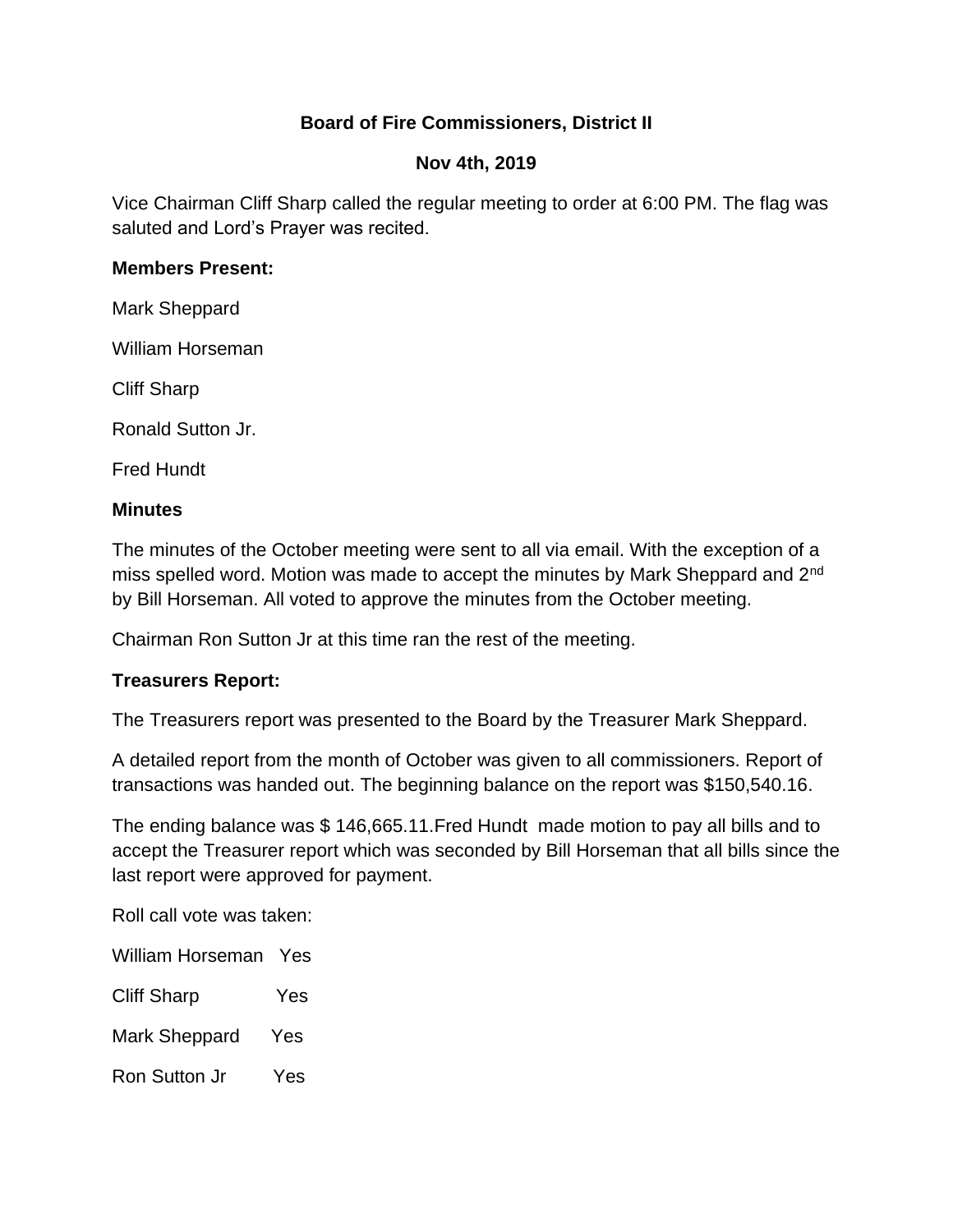# Board of Fire Commissioners, District II

## Nov 4th, 2019

Vice Chairman Cliff Sharp called the regular meeting to order at 6:00 PM. The flag was saluted and Lord's Prayer was recited.

**Members Present:**

Mark Sheppard

William Horseman

Cliff Sharp

Ronald Sutton Jr.

Fred Hundt

**Minutes**

The minutes of the October meeting were sent to all via email. With the exception of a miss spelled word. Motion was made to accept the minutes by Mark Sheppard and 2nd by Bill Horseman. All voted to approve the minutes from the October meeting.

Chairman Ron Sutton Jr at this time ran the rest of the meeting.

**Treasurers Report:**

The Treasurers report was presented to the Board by the Treasurer Mark Sheppard.

A detailed report from the month of October was given to all commissioners. Report of transactions was handed out. The beginning balance on the report was $150,540.16.

The ending balance was $ 146,665.11.Fred Hundt made motion to pay all bills and to accept the Treasurer report which was seconded by Bill Horseman that all bills since the last report were approved for payment.

Roll call vote was taken:

William Horseman Yes

Cliff Sharp Yes

Mark Sheppard Yes

Ron Sutton Jr Yes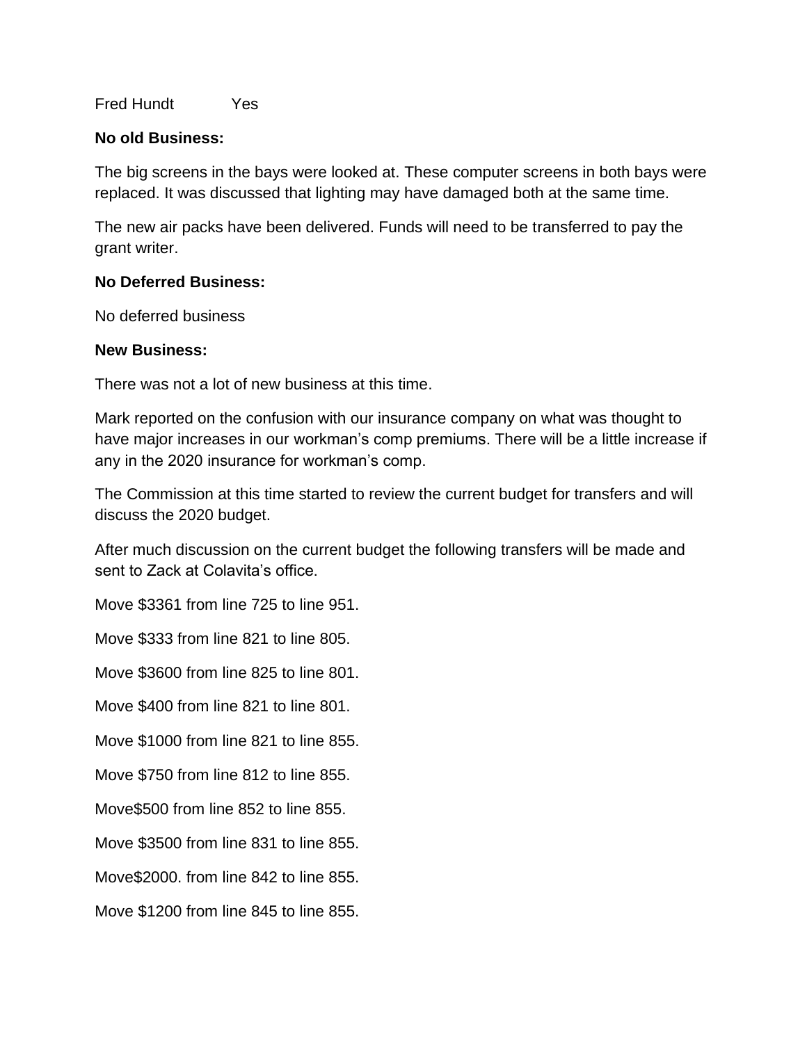Fred Hundt Yes

**No old Business:**

The big screens in the bays were looked at. These computer screens in both bays were replaced. It was discussed that lighting may have damaged both at the same time.

The new air packs have been delivered. Funds will need to be transferred to pay the grant writer.

**No Deferred Business:**

No deferred business

**New Business:**

There was not a lot of new business at this time.

Mark reported on the confusion with our insurance company on what was thought to have major increases in our workman's comp premiums. There will be a little increase if any in the 2020 insurance for workman's comp.

The Commission at this time started to review the current budget for transfers and will discuss the 2020 budget.

After much discussion on the current budget the following transfers will be made and sent to Zack at Colavita's office.

Move $3361 from line 725 to line 951.

Move $333 from line 821 to line 805.

Move $3600 from line 825 to line 801.

Move $400 from line 821 to line 801.

Move $1000 from line 821 to line 855.

Move $750 from line 812 to line 855.

Move$500 from line 852 to line 855.

Move $3500 from line 831 to line 855.

Move$2000. from line 842 to line 855.

Move $1200 from line 845 to line 855.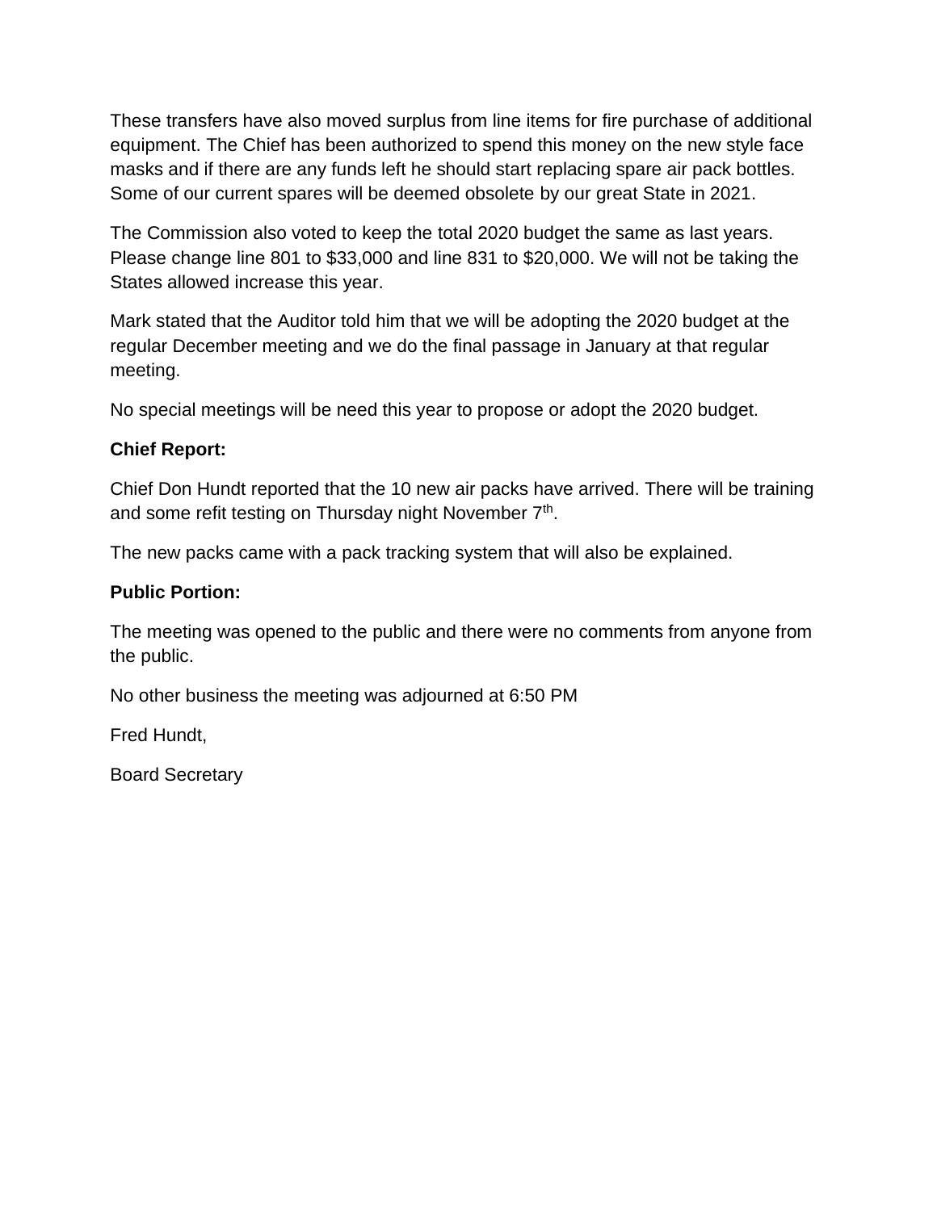These transfers have also moved surplus from line items for fire purchase of additional equipment. The Chief has been authorized to spend this money on the new style face masks and if there are any funds left he should start replacing spare air pack bottles. Some of our current spares will be deemed obsolete by our great State in 2021.

The Commission also voted to keep the total 2020 budget the same as last years. Please change line 801 to $33,000 and line 831 to $20,000. We will not be taking the States allowed increase this year.

Mark stated that the Auditor told him that we will be adopting the 2020 budget at the regular December meeting and we do the final passage in January at that regular meeting.

No special meetings will be need this year to propose or adopt the 2020 budget.

**Chief Report:**

Chief Don Hundt reported that the 10 new air packs have arrived. There will be training and some refit testing on Thursday night November 7th.

The new packs came with a pack tracking system that will also be explained.

**Public Portion:**

The meeting was opened to the public and there were no comments from anyone from the public.

No other business the meeting was adjourned at 6:50 PM

Fred Hundt,

Board Secretary